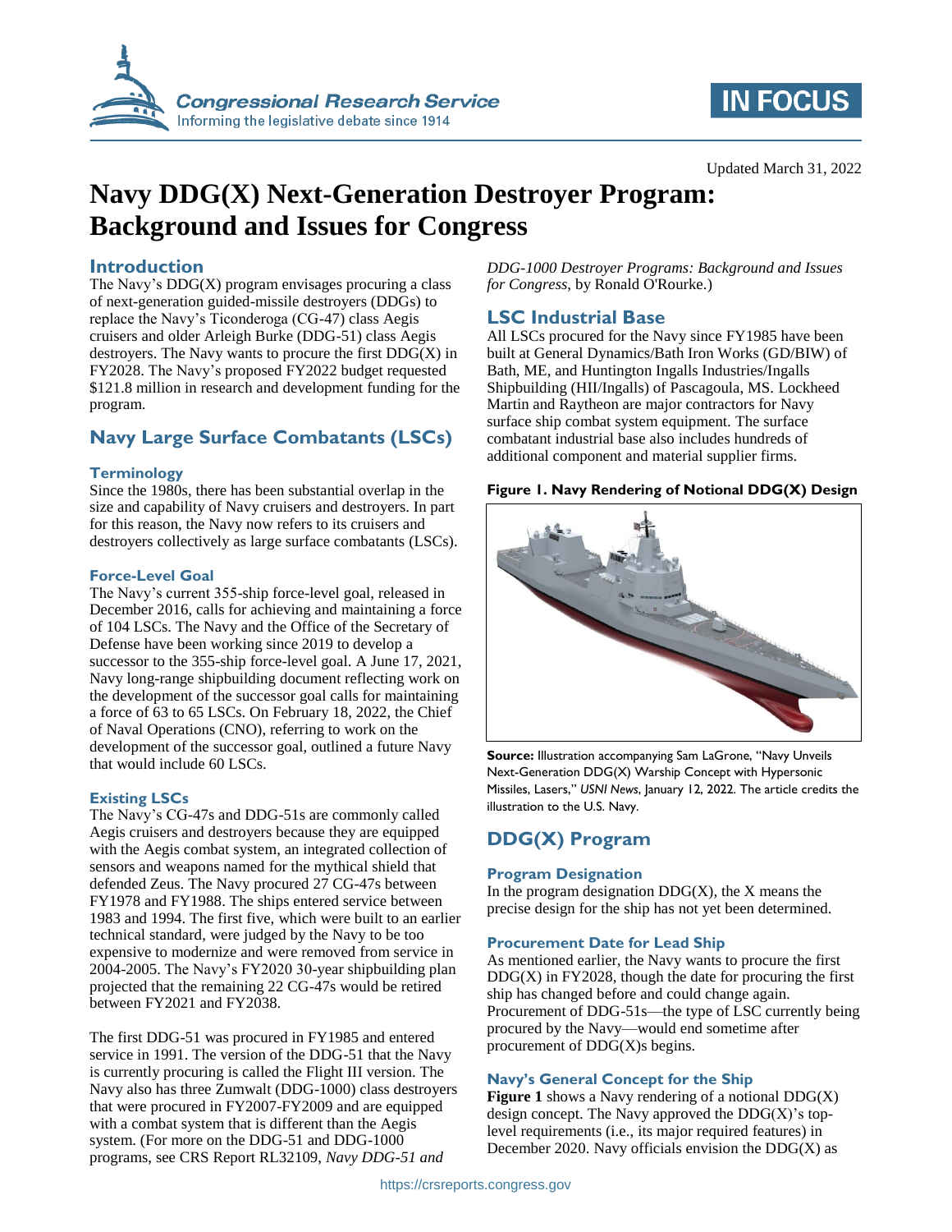# Navy DDG(X) Next-Generation Destroyer Program: Background and Issues for Congress

Updated March 31, 2022

## Introduction

The Navy's DDG(X) program envisages procuring a class of next-generation guided-missile destroyers (DDGs) to replace the Navy's Ticonderoga (CG-47) class Aegis cruisers and older Arleigh Burke (DDG-51) class Aegis destroyers. The Navy wants to procure the first DDG(X) in FY2028. The Navy's proposed FY2022 budget requested $121.8 million in research and development funding for the program.

## Navy Large Surface Combatants (LSCs)

### Terminology

Since the 1980s, there has been substantial overlap in the size and capability of Navy cruisers and destroyers. In part for this reason, the Navy now refers to its cruisers and destroyers collectively as large surface combatants (LSCs).

### Force-Level Goal

The Navy's current 355-ship force-level goal, released in December 2016, calls for achieving and maintaining a force of 104 LSCs. The Navy and the Office of the Secretary of Defense have been working since 2019 to develop a successor to the 355-ship force-level goal. A June 17, 2021, Navy long-range shipbuilding document reflecting work on the development of the successor goal calls for maintaining a force of 63 to 65 LSCs. On February 18, 2022, the Chief of Naval Operations (CNO), referring to work on the development of the successor goal, outlined a future Navy that would include 60 LSCs.

### Existing LSCs

The Navy's CG-47s and DDG-51s are commonly called Aegis cruisers and destroyers because they are equipped with the Aegis combat system, an integrated collection of sensors and weapons named for the mythical shield that defended Zeus. The Navy procured 27 CG-47s between FY1978 and FY1988. The ships entered service between 1983 and 1994. The first five, which were built to an earlier technical standard, were judged by the Navy to be too expensive to modernize and were removed from service in 2004-2005. The Navy's FY2020 30-year shipbuilding plan projected that the remaining 22 CG-47s would be retired between FY2021 and FY2038.

The first DDG-51 was procured in FY1985 and entered service in 1991. The version of the DDG-51 that the Navy is currently procuring is called the Flight III version. The Navy also has three Zumwalt (DDG-1000) class destroyers that were procured in FY2007-FY2009 and are equipped with a combat system that is different than the Aegis system. (For more on the DDG-51 and DDG-1000 programs, see CRS Report RL32109, *Navy DDG-51 and DDG-1000 Destroyer Programs: Background and Issues for Congress*, by Ronald O'Rourke.)

## LSC Industrial Base

All LSCs procured for the Navy since FY1985 have been built at General Dynamics/Bath Iron Works (GD/BIW) of Bath, ME, and Huntington Ingalls Industries/Ingalls Shipbuilding (HII/Ingalls) of Pascagoula, MS. Lockheed Martin and Raytheon are major contractors for Navy surface ship combat system equipment. The surface combatant industrial base also includes hundreds of additional component and material supplier firms.

**Figure 1. Navy Rendering of Notional DDG(X) Design**

**Source:** Illustration accompanying Sam LaGrone, "Navy Unveils Next-Generation DDG(X) Warship Concept with Hypersonic Missiles, Lasers," *USNI News*, January 12, 2022. The article credits the illustration to the U.S. Navy.

## DDG(X) Program

### Program Designation

In the program designation DDG(X), the X means the precise design for the ship has not yet been determined.

### Procurement Date for Lead Ship

As mentioned earlier, the Navy wants to procure the first DDG(X) in FY2028, though the date for procuring the first ship has changed before and could change again. Procurement of DDG-51s—the type of LSC currently being procured by the Navy—would end sometime after procurement of DDG(X)s begins.

### Navy's General Concept for the Ship

**Figure 1** shows a Navy rendering of a notional DDG(X) design concept. The Navy approved the DDG(X)'s top-level requirements (i.e., its major required features) in December 2020. Navy officials envision the DDG(X) as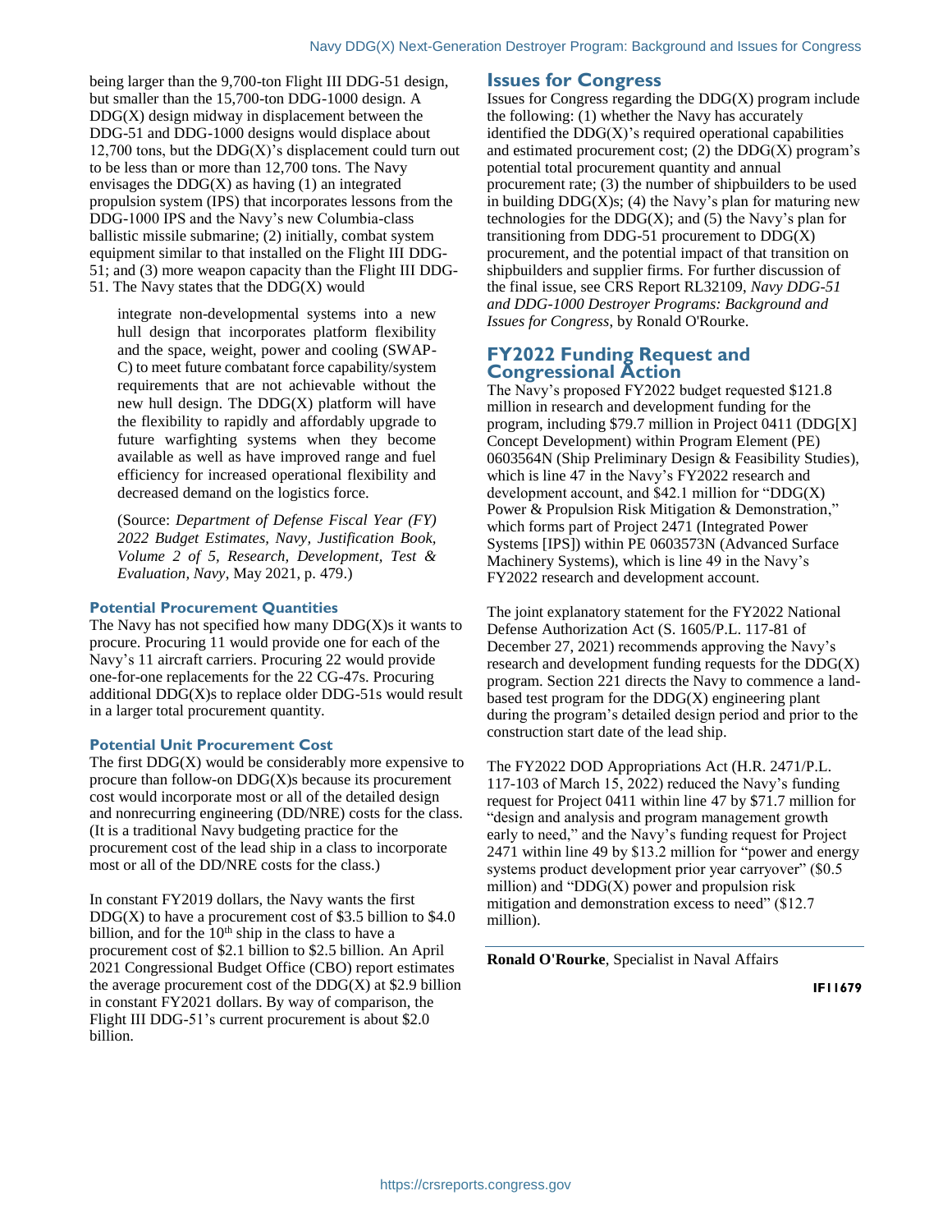being larger than the 9,700-ton Flight III DDG-51 design, but smaller than the 15,700-ton DDG-1000 design. A DDG(X) design midway in displacement between the DDG-51 and DDG-1000 designs would displace about 12,700 tons, but the DDG(X)'s displacement could turn out to be less than or more than 12,700 tons. The Navy envisages the DDG(X) as having (1) an integrated propulsion system (IPS) that incorporates lessons from the DDG-1000 IPS and the Navy's new Columbia-class ballistic missile submarine; (2) initially, combat system equipment similar to that installed on the Flight III DDG-51; and (3) more weapon capacity than the Flight III DDG-51. The Navy states that the DDG(X) would

> integrate non-developmental systems into a new hull design that incorporates platform flexibility and the space, weight, power and cooling (SWAP-C) to meet future combatant force capability/system requirements that are not achievable without the new hull design. The DDG(X) platform will have the flexibility to rapidly and affordably upgrade to future warfighting systems when they become available as well as have improved range and fuel efficiency for increased operational flexibility and decreased demand on the logistics force.
>
> (Source: *Department of Defense Fiscal Year (FY) 2022 Budget Estimates, Navy, Justification Book, Volume 2 of 5, Research, Development, Test & Evaluation, Navy*, May 2021, p. 479.)

### Potential Procurement Quantities

The Navy has not specified how many DDG(X)s it wants to procure. Procuring 11 would provide one for each of the Navy's 11 aircraft carriers. Procuring 22 would provide one-for-one replacements for the 22 CG-47s. Procuring additional DDG(X)s to replace older DDG-51s would result in a larger total procurement quantity.

### Potential Unit Procurement Cost

The first DDG(X) would be considerably more expensive to procure than follow-on DDG(X)s because its procurement cost would incorporate most or all of the detailed design and nonrecurring engineering (DD/NRE) costs for the class. (It is a traditional Navy budgeting practice for the procurement cost of the lead ship in a class to incorporate most or all of the DD/NRE costs for the class.)

In constant FY2019 dollars, the Navy wants the first DDG(X) to have a procurement cost of $3.5 billion to $4.0 billion, and for the 10th ship in the class to have a procurement cost of $2.1 billion to $2.5 billion. An April 2021 Congressional Budget Office (CBO) report estimates the average procurement cost of the DDG(X) at $2.9 billion in constant FY2021 dollars. By way of comparison, the Flight III DDG-51's current procurement is about $2.0 billion.

## Issues for Congress

Issues for Congress regarding the DDG(X) program include the following: (1) whether the Navy has accurately identified the DDG(X)'s required operational capabilities and estimated procurement cost; (2) the DDG(X) program's potential total procurement quantity and annual procurement rate; (3) the number of shipbuilders to be used in building DDG(X)s; (4) the Navy's plan for maturing new technologies for the DDG(X); and (5) the Navy's plan for transitioning from DDG-51 procurement to DDG(X) procurement, and the potential impact of that transition on shipbuilders and supplier firms. For further discussion of the final issue, see CRS Report RL32109, *Navy DDG-51 and DDG-1000 Destroyer Programs: Background and Issues for Congress*, by Ronald O'Rourke.

## FY2022 Funding Request and Congressional Action

The Navy's proposed FY2022 budget requested $121.8 million in research and development funding for the program, including $79.7 million in Project 0411 (DDG[X] Concept Development) within Program Element (PE) 0603564N (Ship Preliminary Design & Feasibility Studies), which is line 47 in the Navy's FY2022 research and development account, and $42.1 million for "DDG(X) Power & Propulsion Risk Mitigation & Demonstration," which forms part of Project 2471 (Integrated Power Systems [IPS]) within PE 0603573N (Advanced Surface Machinery Systems), which is line 49 in the Navy's FY2022 research and development account.

The joint explanatory statement for the FY2022 National Defense Authorization Act (S. 1605/P.L. 117-81 of December 27, 2021) recommends approving the Navy's research and development funding requests for the DDG(X) program. Section 221 directs the Navy to commence a land-based test program for the DDG(X) engineering plant during the program's detailed design period and prior to the construction start date of the lead ship.

The FY2022 DOD Appropriations Act (H.R. 2471/P.L. 117-103 of March 15, 2022) reduced the Navy's funding request for Project 0411 within line 47 by $71.7 million for "design and analysis and program management growth early to need," and the Navy's funding request for Project 2471 within line 49 by $13.2 million for "power and energy systems product development prior year carryover" ($0.5 million) and "DDG(X) power and propulsion risk mitigation and demonstration excess to need" ($12.7 million).

**Ronald O'Rourke**, Specialist in Naval Affairs

**IF11679**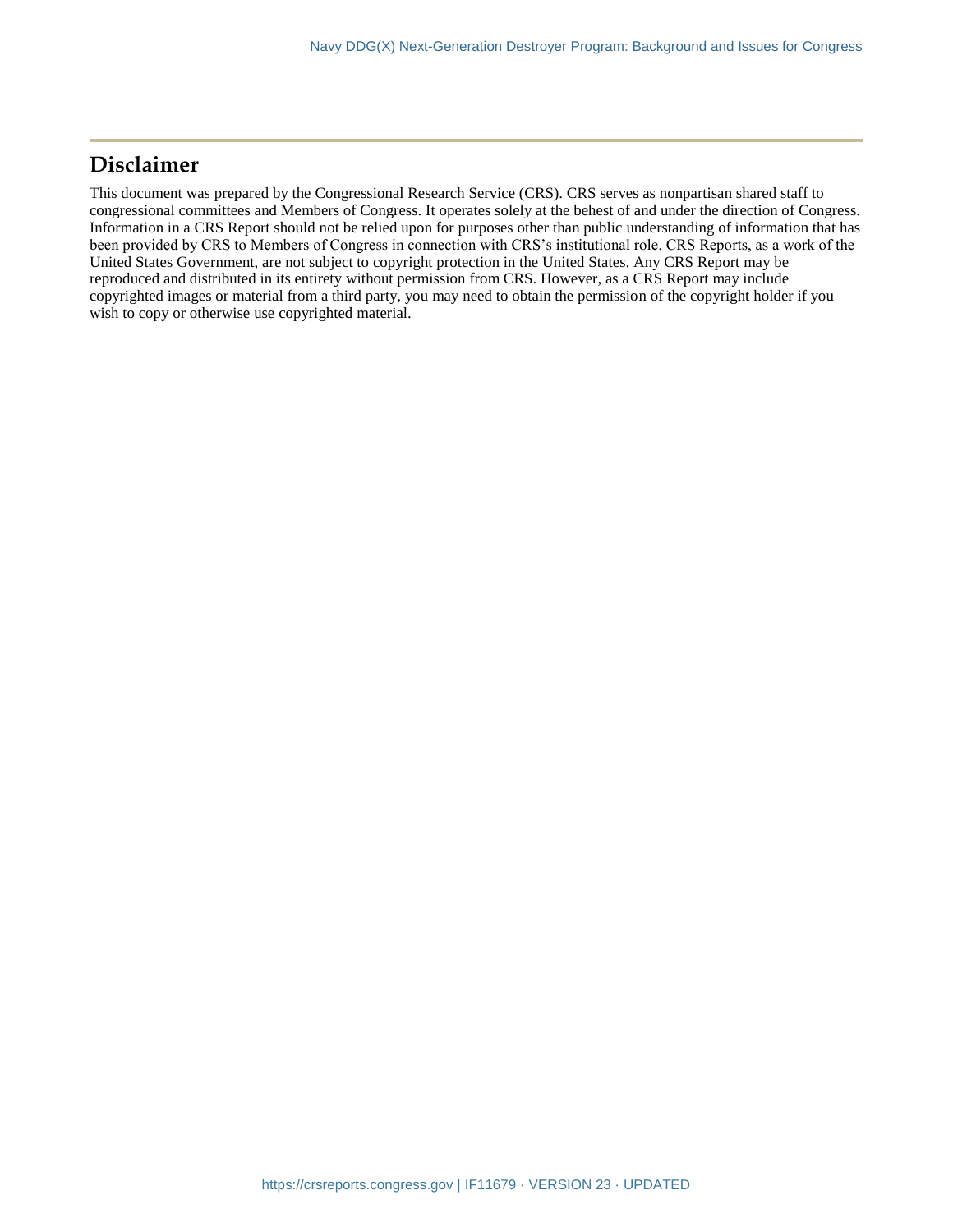## Disclaimer

This document was prepared by the Congressional Research Service (CRS). CRS serves as nonpartisan shared staff to congressional committees and Members of Congress. It operates solely at the behest of and under the direction of Congress. Information in a CRS Report should not be relied upon for purposes other than public understanding of information that has been provided by CRS to Members of Congress in connection with CRS's institutional role. CRS Reports, as a work of the United States Government, are not subject to copyright protection in the United States. Any CRS Report may be reproduced and distributed in its entirety without permission from CRS. However, as a CRS Report may include copyrighted images or material from a third party, you may need to obtain the permission of the copyright holder if you wish to copy or otherwise use copyrighted material.